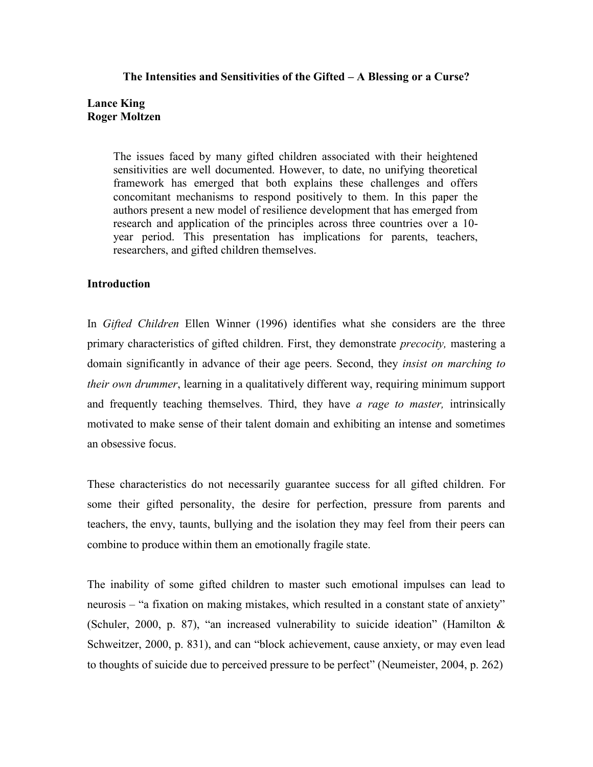# The Intensities and Sensitivities of the Gifted – A Blessing or a Curse?

**Lance King**
**Roger Moltzen**

> The issues faced by many gifted children associated with their heightened sensitivities are well documented. However, to date, no unifying theoretical framework has emerged that both explains these challenges and offers concomitant mechanisms to respond positively to them. In this paper the authors present a new model of resilience development that has emerged from research and application of the principles across three countries over a 10-year period. This presentation has implications for parents, teachers, researchers, and gifted children themselves.

## Introduction

In *Gifted Children* Ellen Winner (1996) identifies what she considers are the three primary characteristics of gifted children. First, they demonstrate *precocity,* mastering a domain significantly in advance of their age peers. Second, they *insist on marching to their own drummer*, learning in a qualitatively different way, requiring minimum support and frequently teaching themselves. Third, they have *a rage to master,* intrinsically motivated to make sense of their talent domain and exhibiting an intense and sometimes an obsessive focus.

These characteristics do not necessarily guarantee success for all gifted children. For some their gifted personality, the desire for perfection, pressure from parents and teachers, the envy, taunts, bullying and the isolation they may feel from their peers can combine to produce within them an emotionally fragile state.

The inability of some gifted children to master such emotional impulses can lead to neurosis – "a fixation on making mistakes, which resulted in a constant state of anxiety" (Schuler, 2000, p. 87), "an increased vulnerability to suicide ideation" (Hamilton & Schweitzer, 2000, p. 831), and can "block achievement, cause anxiety, or may even lead to thoughts of suicide due to perceived pressure to be perfect" (Neumeister, 2004, p. 262)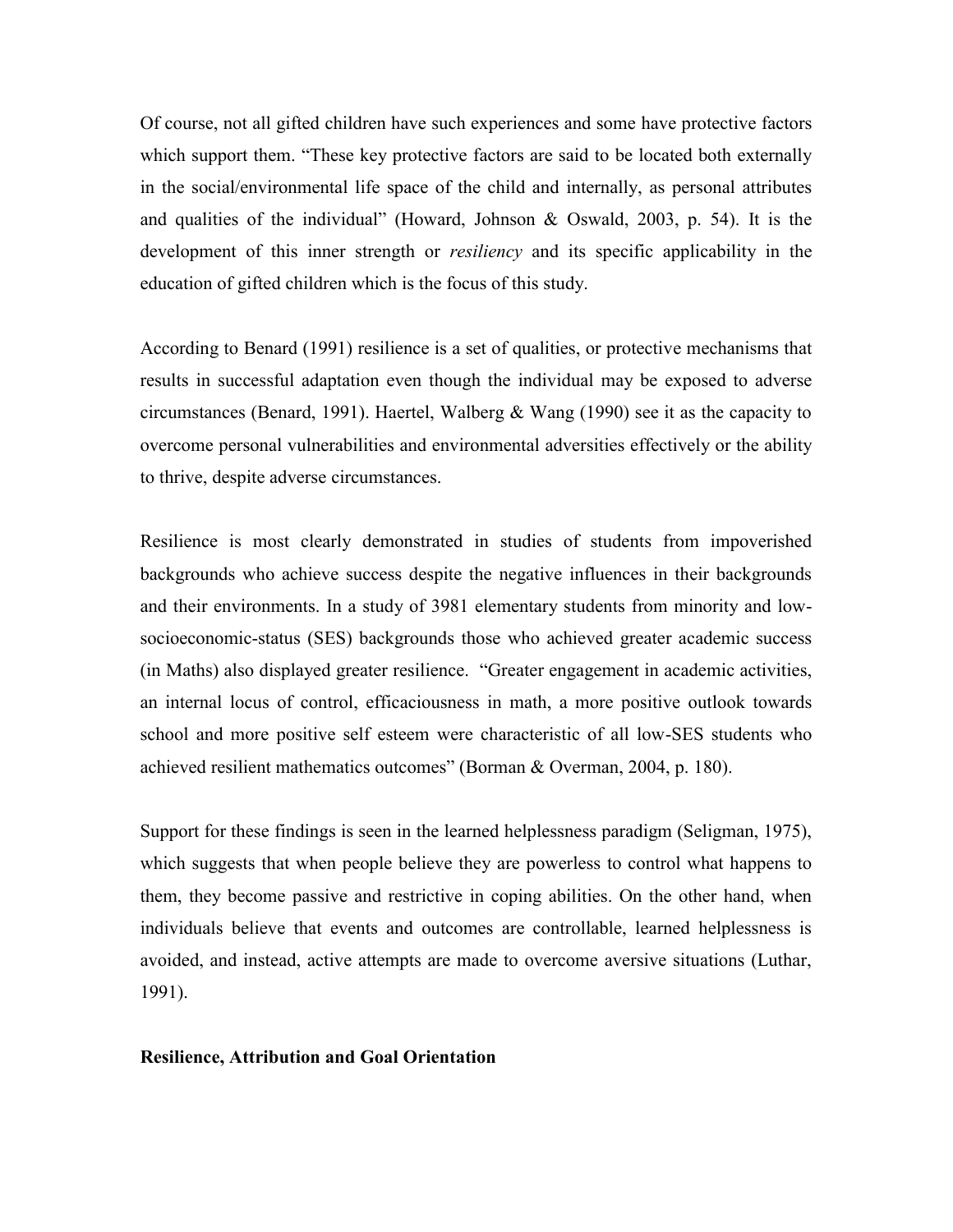Of course, not all gifted children have such experiences and some have protective factors which support them. “These key protective factors are said to be located both externally in the social/environmental life space of the child and internally, as personal attributes and qualities of the individual” (Howard, Johnson & Oswald, 2003, p. 54). It is the development of this inner strength or *resiliency* and its specific applicability in the education of gifted children which is the focus of this study.

According to Benard (1991) resilience is a set of qualities, or protective mechanisms that results in successful adaptation even though the individual may be exposed to adverse circumstances (Benard, 1991). Haertel, Walberg & Wang (1990) see it as the capacity to overcome personal vulnerabilities and environmental adversities effectively or the ability to thrive, despite adverse circumstances.

Resilience is most clearly demonstrated in studies of students from impoverished backgrounds who achieve success despite the negative influences in their backgrounds and their environments. In a study of 3981 elementary students from minority and low-socioeconomic-status (SES) backgrounds those who achieved greater academic success (in Maths) also displayed greater resilience. “Greater engagement in academic activities, an internal locus of control, efficaciousness in math, a more positive outlook towards school and more positive self esteem were characteristic of all low-SES students who achieved resilient mathematics outcomes” (Borman & Overman, 2004, p. 180).

Support for these findings is seen in the learned helplessness paradigm (Seligman, 1975), which suggests that when people believe they are powerless to control what happens to them, they become passive and restrictive in coping abilities. On the other hand, when individuals believe that events and outcomes are controllable, learned helplessness is avoided, and instead, active attempts are made to overcome aversive situations (Luthar, 1991).

**Resilience, Attribution and Goal Orientation**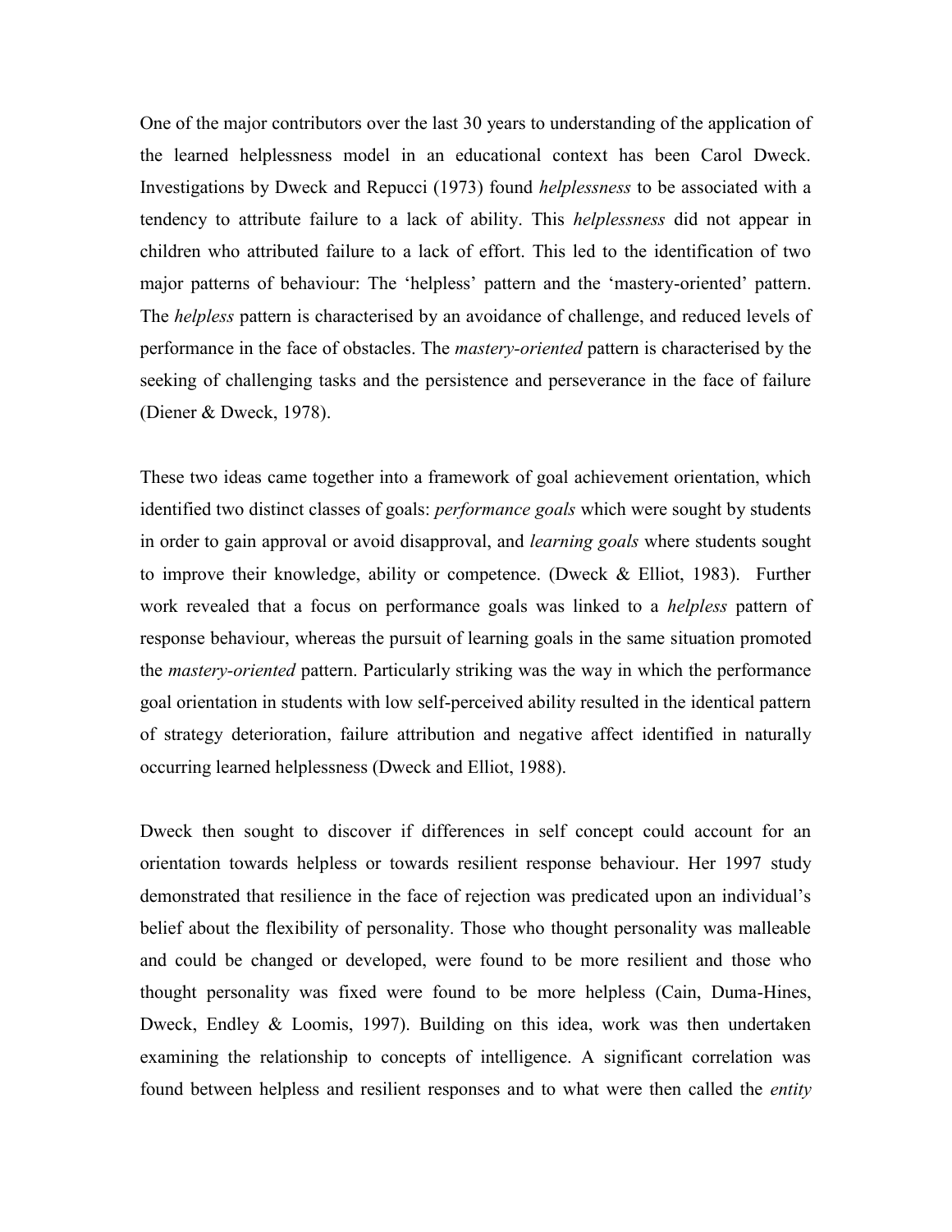One of the major contributors over the last 30 years to understanding of the application of the learned helplessness model in an educational context has been Carol Dweck. Investigations by Dweck and Repucci (1973) found *helplessness* to be associated with a tendency to attribute failure to a lack of ability. This *helplessness* did not appear in children who attributed failure to a lack of effort. This led to the identification of two major patterns of behaviour: The 'helpless' pattern and the 'mastery-oriented' pattern. The *helpless* pattern is characterised by an avoidance of challenge, and reduced levels of performance in the face of obstacles. The *mastery-oriented* pattern is characterised by the seeking of challenging tasks and the persistence and perseverance in the face of failure (Diener & Dweck, 1978).

These two ideas came together into a framework of goal achievement orientation, which identified two distinct classes of goals: *performance goals* which were sought by students in order to gain approval or avoid disapproval, and *learning goals* where students sought to improve their knowledge, ability or competence. (Dweck & Elliot, 1983). Further work revealed that a focus on performance goals was linked to a *helpless* pattern of response behaviour, whereas the pursuit of learning goals in the same situation promoted the *mastery-oriented* pattern. Particularly striking was the way in which the performance goal orientation in students with low self-perceived ability resulted in the identical pattern of strategy deterioration, failure attribution and negative affect identified in naturally occurring learned helplessness (Dweck and Elliot, 1988).

Dweck then sought to discover if differences in self concept could account for an orientation towards helpless or towards resilient response behaviour. Her 1997 study demonstrated that resilience in the face of rejection was predicated upon an individual's belief about the flexibility of personality. Those who thought personality was malleable and could be changed or developed, were found to be more resilient and those who thought personality was fixed were found to be more helpless (Cain, Duma-Hines, Dweck, Endley & Loomis, 1997). Building on this idea, work was then undertaken examining the relationship to concepts of intelligence. A significant correlation was found between helpless and resilient responses and to what were then called the *entity*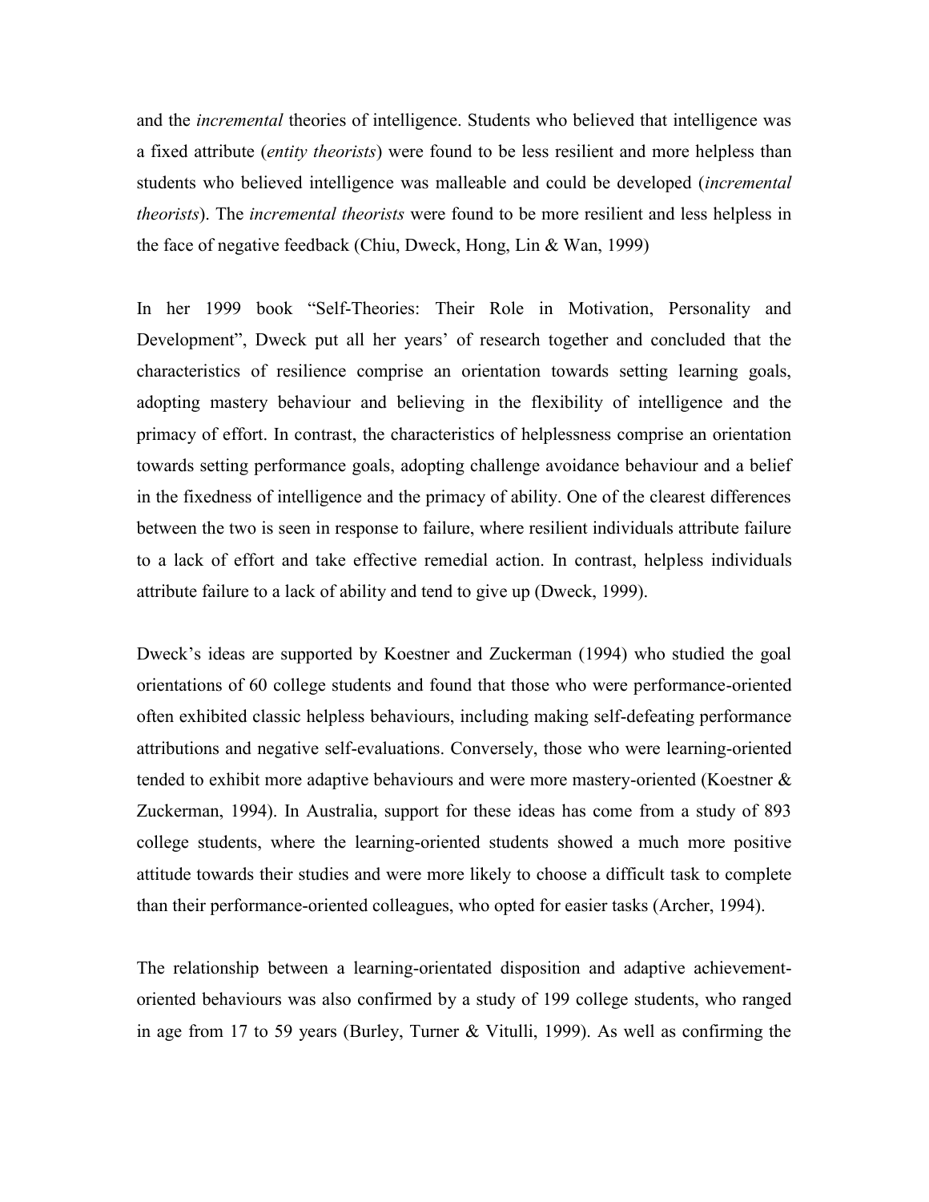and the *incremental* theories of intelligence. Students who believed that intelligence was a fixed attribute (*entity theorists*) were found to be less resilient and more helpless than students who believed intelligence was malleable and could be developed (*incremental theorists*). The *incremental theorists* were found to be more resilient and less helpless in the face of negative feedback (Chiu, Dweck, Hong, Lin & Wan, 1999)

In her 1999 book "Self-Theories: Their Role in Motivation, Personality and Development", Dweck put all her years' of research together and concluded that the characteristics of resilience comprise an orientation towards setting learning goals, adopting mastery behaviour and believing in the flexibility of intelligence and the primacy of effort. In contrast, the characteristics of helplessness comprise an orientation towards setting performance goals, adopting challenge avoidance behaviour and a belief in the fixedness of intelligence and the primacy of ability. One of the clearest differences between the two is seen in response to failure, where resilient individuals attribute failure to a lack of effort and take effective remedial action. In contrast, helpless individuals attribute failure to a lack of ability and tend to give up (Dweck, 1999).

Dweck's ideas are supported by Koestner and Zuckerman (1994) who studied the goal orientations of 60 college students and found that those who were performance-oriented often exhibited classic helpless behaviours, including making self-defeating performance attributions and negative self-evaluations. Conversely, those who were learning-oriented tended to exhibit more adaptive behaviours and were more mastery-oriented (Koestner & Zuckerman, 1994). In Australia, support for these ideas has come from a study of 893 college students, where the learning-oriented students showed a much more positive attitude towards their studies and were more likely to choose a difficult task to complete than their performance-oriented colleagues, who opted for easier tasks (Archer, 1994).

The relationship between a learning-orientated disposition and adaptive achievement-oriented behaviours was also confirmed by a study of 199 college students, who ranged in age from 17 to 59 years (Burley, Turner & Vitulli, 1999). As well as confirming the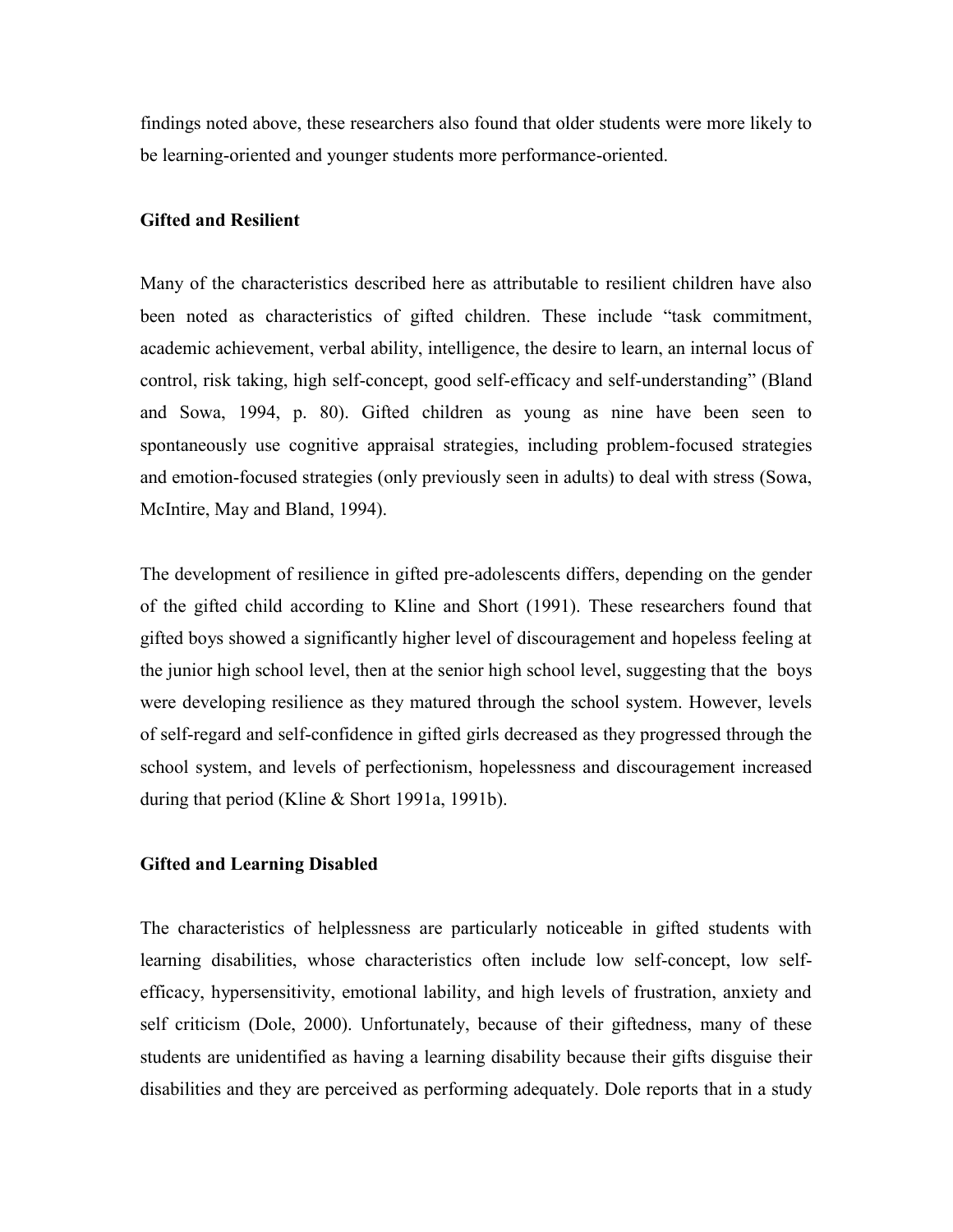findings noted above, these researchers also found that older students were more likely to be learning-oriented and younger students more performance-oriented.

### Gifted and Resilient

Many of the characteristics described here as attributable to resilient children have also been noted as characteristics of gifted children. These include "task commitment, academic achievement, verbal ability, intelligence, the desire to learn, an internal locus of control, risk taking, high self-concept, good self-efficacy and self-understanding" (Bland and Sowa, 1994, p. 80). Gifted children as young as nine have been seen to spontaneously use cognitive appraisal strategies, including problem-focused strategies and emotion-focused strategies (only previously seen in adults) to deal with stress (Sowa, McIntire, May and Bland, 1994).

The development of resilience in gifted pre-adolescents differs, depending on the gender of the gifted child according to Kline and Short (1991). These researchers found that gifted boys showed a significantly higher level of discouragement and hopeless feeling at the junior high school level, then at the senior high school level, suggesting that the boys were developing resilience as they matured through the school system. However, levels of self-regard and self-confidence in gifted girls decreased as they progressed through the school system, and levels of perfectionism, hopelessness and discouragement increased during that period (Kline & Short 1991a, 1991b).

### Gifted and Learning Disabled

The characteristics of helplessness are particularly noticeable in gifted students with learning disabilities, whose characteristics often include low self-concept, low self-efficacy, hypersensitivity, emotional lability, and high levels of frustration, anxiety and self criticism (Dole, 2000). Unfortunately, because of their giftedness, many of these students are unidentified as having a learning disability because their gifts disguise their disabilities and they are perceived as performing adequately. Dole reports that in a study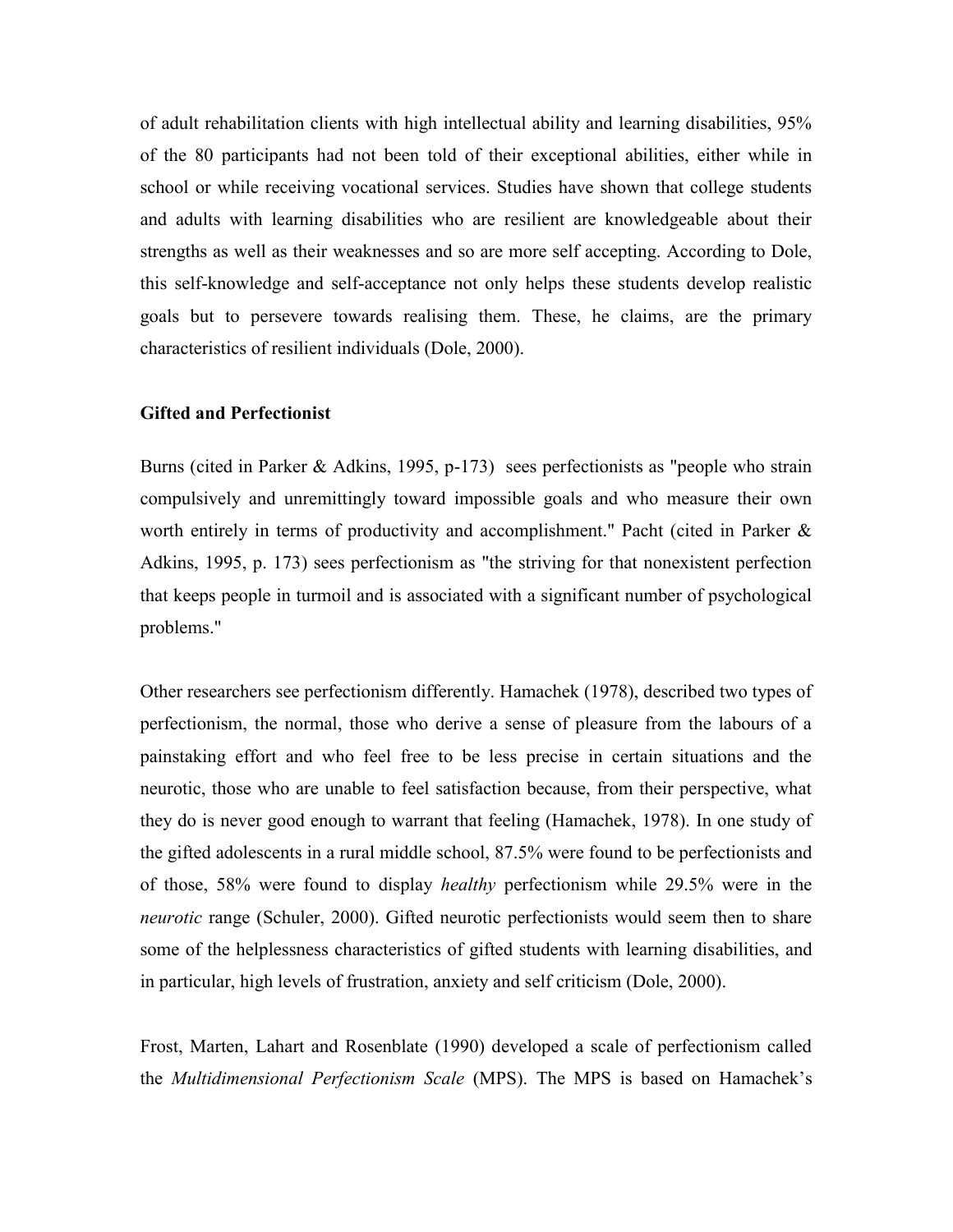of adult rehabilitation clients with high intellectual ability and learning disabilities, 95% of the 80 participants had not been told of their exceptional abilities, either while in school or while receiving vocational services. Studies have shown that college students and adults with learning disabilities who are resilient are knowledgeable about their strengths as well as their weaknesses and so are more self accepting. According to Dole, this self-knowledge and self-acceptance not only helps these students develop realistic goals but to persevere towards realising them. These, he claims, are the primary characteristics of resilient individuals (Dole, 2000).

**Gifted and Perfectionist**

Burns (cited in Parker & Adkins, 1995, p-173) sees perfectionists as "people who strain compulsively and unremittingly toward impossible goals and who measure their own worth entirely in terms of productivity and accomplishment." Pacht (cited in Parker & Adkins, 1995, p. 173) sees perfectionism as "the striving for that nonexistent perfection that keeps people in turmoil and is associated with a significant number of psychological problems."

Other researchers see perfectionism differently. Hamachek (1978), described two types of perfectionism, the normal, those who derive a sense of pleasure from the labours of a painstaking effort and who feel free to be less precise in certain situations and the neurotic, those who are unable to feel satisfaction because, from their perspective, what they do is never good enough to warrant that feeling (Hamachek, 1978). In one study of the gifted adolescents in a rural middle school, 87.5% were found to be perfectionists and of those, 58% were found to display *healthy* perfectionism while 29.5% were in the *neurotic* range (Schuler, 2000). Gifted neurotic perfectionists would seem then to share some of the helplessness characteristics of gifted students with learning disabilities, and in particular, high levels of frustration, anxiety and self criticism (Dole, 2000).

Frost, Marten, Lahart and Rosenblate (1990) developed a scale of perfectionism called the *Multidimensional Perfectionism Scale* (MPS). The MPS is based on Hamachek's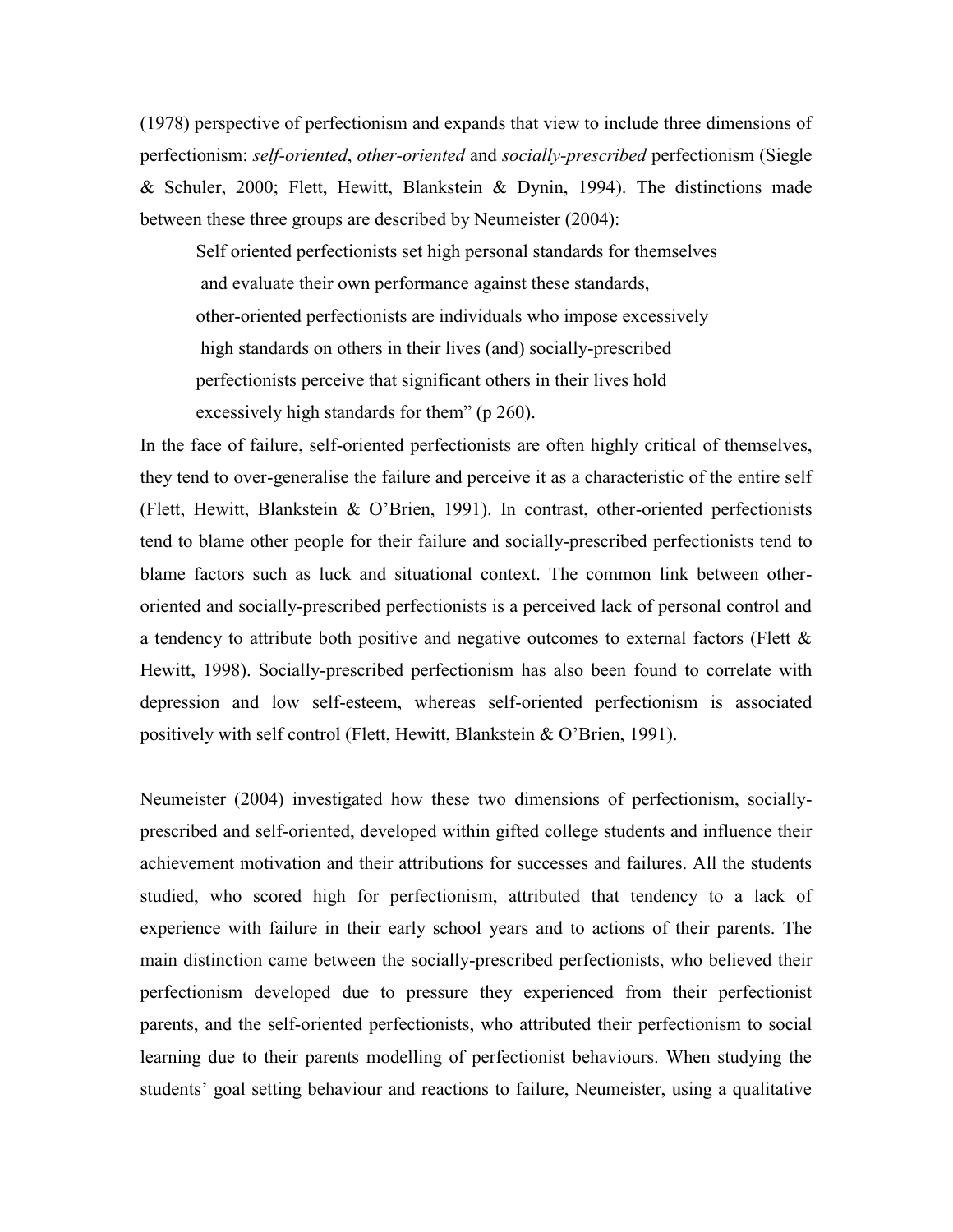(1978) perspective of perfectionism and expands that view to include three dimensions of perfectionism: *self-oriented*, *other-oriented* and *socially-prescribed* perfectionism (Siegle & Schuler, 2000; Flett, Hewitt, Blankstein & Dynin, 1994). The distinctions made between these three groups are described by Neumeister (2004):

> Self oriented perfectionists set high personal standards for themselves and evaluate their own performance against these standards, other-oriented perfectionists are individuals who impose excessively high standards on others in their lives (and) socially-prescribed perfectionists perceive that significant others in their lives hold excessively high standards for them" (p 260).

In the face of failure, self-oriented perfectionists are often highly critical of themselves, they tend to over-generalise the failure and perceive it as a characteristic of the entire self (Flett, Hewitt, Blankstein & O'Brien, 1991). In contrast, other-oriented perfectionists tend to blame other people for their failure and socially-prescribed perfectionists tend to blame factors such as luck and situational context. The common link between other-oriented and socially-prescribed perfectionists is a perceived lack of personal control and a tendency to attribute both positive and negative outcomes to external factors (Flett & Hewitt, 1998). Socially-prescribed perfectionism has also been found to correlate with depression and low self-esteem, whereas self-oriented perfectionism is associated positively with self control (Flett, Hewitt, Blankstein & O'Brien, 1991).

Neumeister (2004) investigated how these two dimensions of perfectionism, socially-prescribed and self-oriented, developed within gifted college students and influence their achievement motivation and their attributions for successes and failures. All the students studied, who scored high for perfectionism, attributed that tendency to a lack of experience with failure in their early school years and to actions of their parents. The main distinction came between the socially-prescribed perfectionists, who believed their perfectionism developed due to pressure they experienced from their perfectionist parents, and the self-oriented perfectionists, who attributed their perfectionism to social learning due to their parents modelling of perfectionist behaviours. When studying the students' goal setting behaviour and reactions to failure, Neumeister, using a qualitative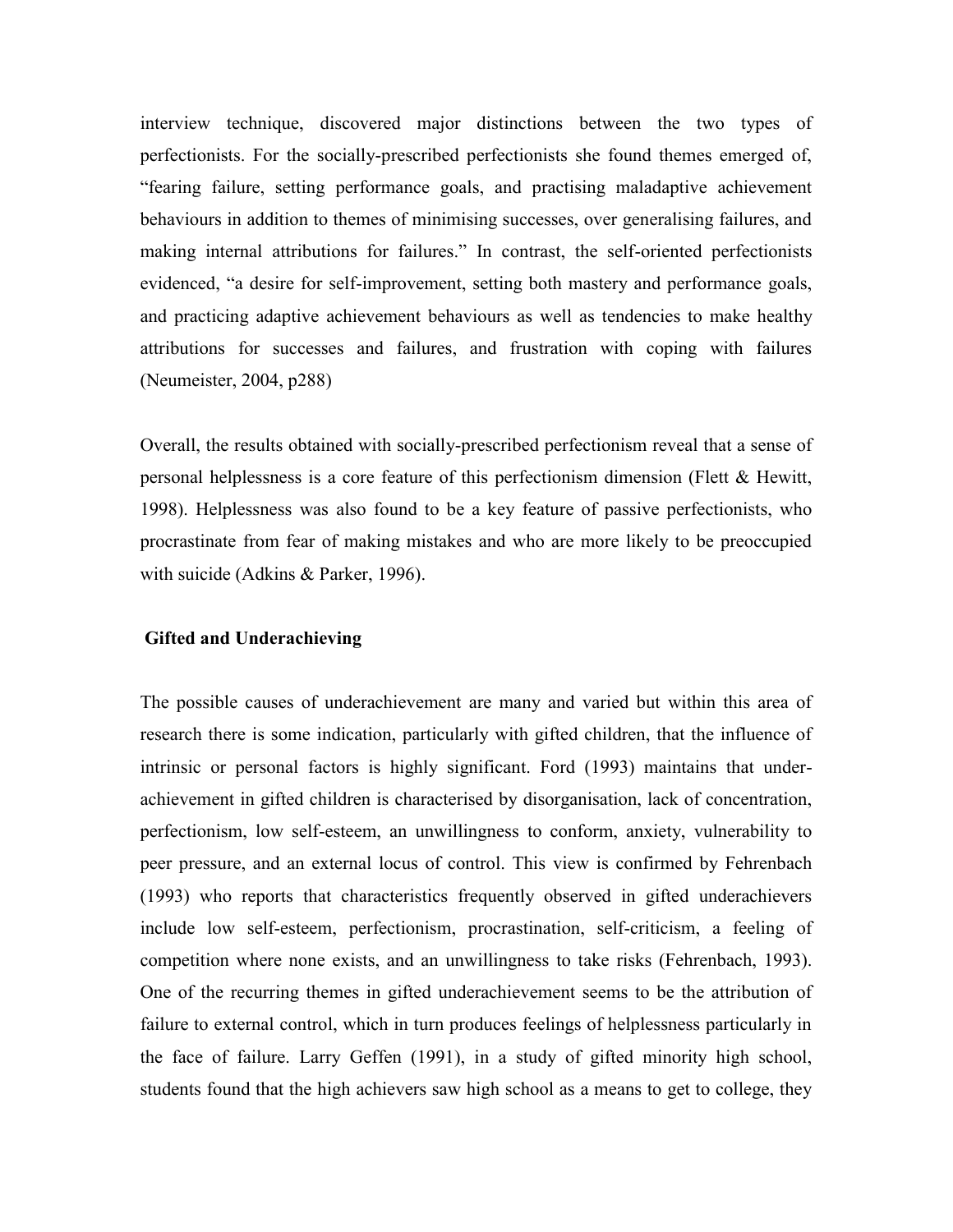interview technique, discovered major distinctions between the two types of perfectionists. For the socially-prescribed perfectionists she found themes emerged of, "fearing failure, setting performance goals, and practising maladaptive achievement behaviours in addition to themes of minimising successes, over generalising failures, and making internal attributions for failures." In contrast, the self-oriented perfectionists evidenced, "a desire for self-improvement, setting both mastery and performance goals, and practicing adaptive achievement behaviours as well as tendencies to make healthy attributions for successes and failures, and frustration with coping with failures (Neumeister, 2004, p288)

Overall, the results obtained with socially-prescribed perfectionism reveal that a sense of personal helplessness is a core feature of this perfectionism dimension (Flett & Hewitt, 1998). Helplessness was also found to be a key feature of passive perfectionists, who procrastinate from fear of making mistakes and who are more likely to be preoccupied with suicide (Adkins & Parker, 1996).

### Gifted and Underachieving

The possible causes of underachievement are many and varied but within this area of research there is some indication, particularly with gifted children, that the influence of intrinsic or personal factors is highly significant. Ford (1993) maintains that under-achievement in gifted children is characterised by disorganisation, lack of concentration, perfectionism, low self-esteem, an unwillingness to conform, anxiety, vulnerability to peer pressure, and an external locus of control. This view is confirmed by Fehrenbach (1993) who reports that characteristics frequently observed in gifted underachievers include low self-esteem, perfectionism, procrastination, self-criticism, a feeling of competition where none exists, and an unwillingness to take risks (Fehrenbach, 1993). One of the recurring themes in gifted underachievement seems to be the attribution of failure to external control, which in turn produces feelings of helplessness particularly in the face of failure. Larry Geffen (1991), in a study of gifted minority high school, students found that the high achievers saw high school as a means to get to college, they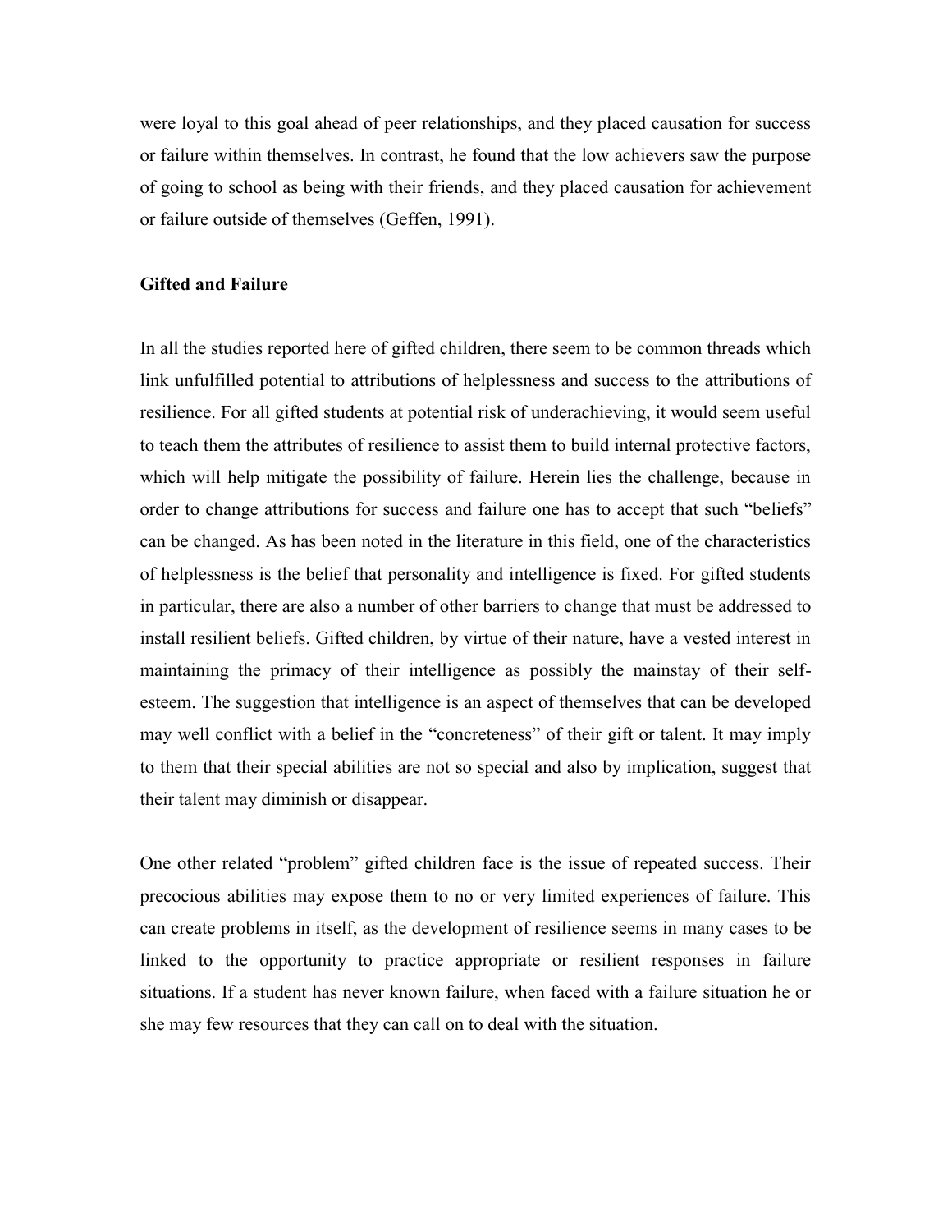were loyal to this goal ahead of peer relationships, and they placed causation for success or failure within themselves. In contrast, he found that the low achievers saw the purpose of going to school as being with their friends, and they placed causation for achievement or failure outside of themselves (Geffen, 1991).

**Gifted and Failure**

In all the studies reported here of gifted children, there seem to be common threads which link unfulfilled potential to attributions of helplessness and success to the attributions of resilience. For all gifted students at potential risk of underachieving, it would seem useful to teach them the attributes of resilience to assist them to build internal protective factors, which will help mitigate the possibility of failure. Herein lies the challenge, because in order to change attributions for success and failure one has to accept that such "beliefs" can be changed. As has been noted in the literature in this field, one of the characteristics of helplessness is the belief that personality and intelligence is fixed. For gifted students in particular, there are also a number of other barriers to change that must be addressed to install resilient beliefs. Gifted children, by virtue of their nature, have a vested interest in maintaining the primacy of their intelligence as possibly the mainstay of their self-esteem. The suggestion that intelligence is an aspect of themselves that can be developed may well conflict with a belief in the "concreteness" of their gift or talent. It may imply to them that their special abilities are not so special and also by implication, suggest that their talent may diminish or disappear.

One other related "problem" gifted children face is the issue of repeated success. Their precocious abilities may expose them to no or very limited experiences of failure. This can create problems in itself, as the development of resilience seems in many cases to be linked to the opportunity to practice appropriate or resilient responses in failure situations. If a student has never known failure, when faced with a failure situation he or she may few resources that they can call on to deal with the situation.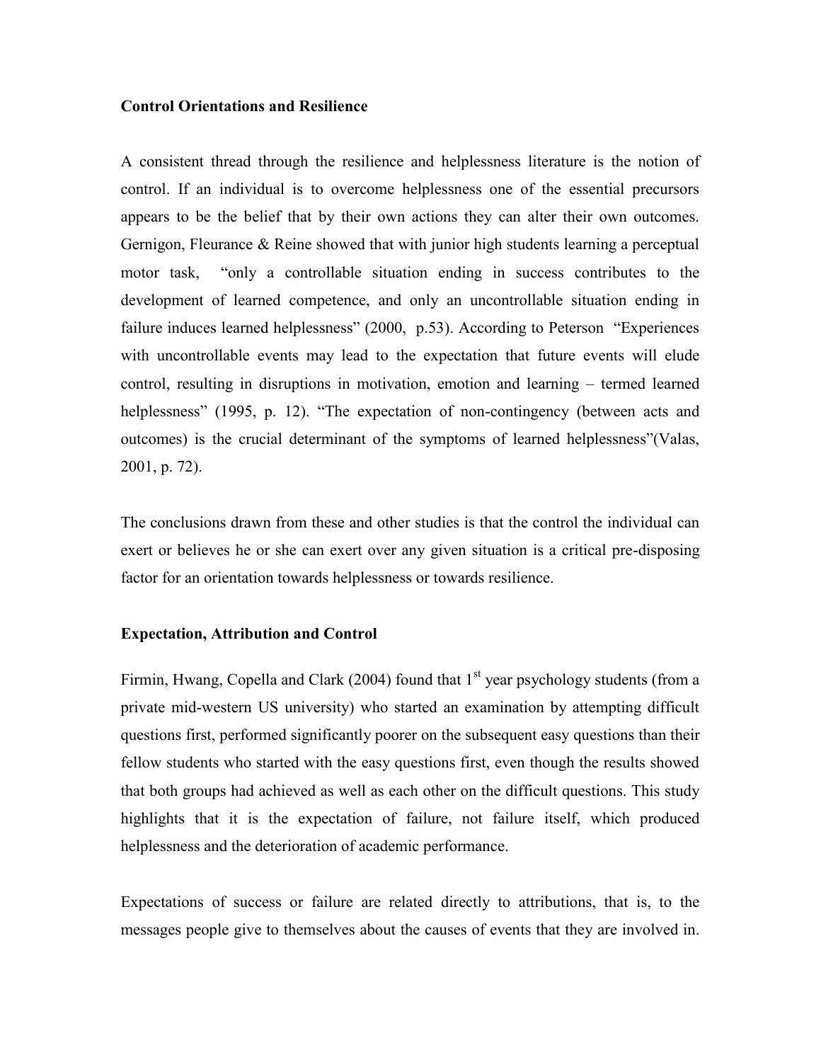**Control Orientations and Resilience**

A consistent thread through the resilience and helplessness literature is the notion of control. If an individual is to overcome helplessness one of the essential precursors appears to be the belief that by their own actions they can alter their own outcomes. Gernigon, Fleurance & Reine showed that with junior high students learning a perceptual motor task, "only a controllable situation ending in success contributes to the development of learned competence, and only an uncontrollable situation ending in failure induces learned helplessness" (2000, p.53). According to Peterson "Experiences with uncontrollable events may lead to the expectation that future events will elude control, resulting in disruptions in motivation, emotion and learning – termed learned helplessness" (1995, p. 12). "The expectation of non-contingency (between acts and outcomes) is the crucial determinant of the symptoms of learned helplessness"(Valas, 2001, p. 72).

The conclusions drawn from these and other studies is that the control the individual can exert or believes he or she can exert over any given situation is a critical pre-disposing factor for an orientation towards helplessness or towards resilience.

**Expectation, Attribution and Control**

Firmin, Hwang, Copella and Clark (2004) found that 1st year psychology students (from a private mid-western US university) who started an examination by attempting difficult questions first, performed significantly poorer on the subsequent easy questions than their fellow students who started with the easy questions first, even though the results showed that both groups had achieved as well as each other on the difficult questions. This study highlights that it is the expectation of failure, not failure itself, which produced helplessness and the deterioration of academic performance.

Expectations of success or failure are related directly to attributions, that is, to the messages people give to themselves about the causes of events that they are involved in.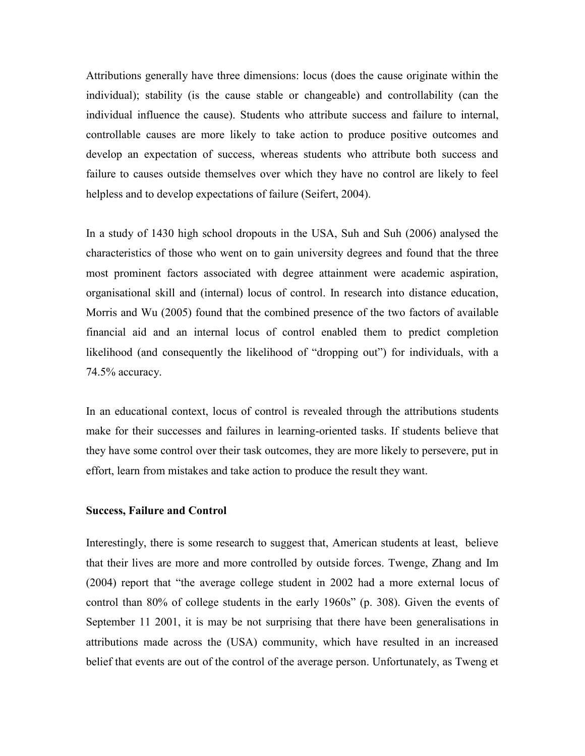Attributions generally have three dimensions: locus (does the cause originate within the individual); stability (is the cause stable or changeable) and controllability (can the individual influence the cause). Students who attribute success and failure to internal, controllable causes are more likely to take action to produce positive outcomes and develop an expectation of success, whereas students who attribute both success and failure to causes outside themselves over which they have no control are likely to feel helpless and to develop expectations of failure (Seifert, 2004).

In a study of 1430 high school dropouts in the USA, Suh and Suh (2006) analysed the characteristics of those who went on to gain university degrees and found that the three most prominent factors associated with degree attainment were academic aspiration, organisational skill and (internal) locus of control. In research into distance education, Morris and Wu (2005) found that the combined presence of the two factors of available financial aid and an internal locus of control enabled them to predict completion likelihood (and consequently the likelihood of "dropping out") for individuals, with a 74.5% accuracy.

In an educational context, locus of control is revealed through the attributions students make for their successes and failures in learning-oriented tasks. If students believe that they have some control over their task outcomes, they are more likely to persevere, put in effort, learn from mistakes and take action to produce the result they want.

**Success, Failure and Control**

Interestingly, there is some research to suggest that, American students at least, believe that their lives are more and more controlled by outside forces. Twenge, Zhang and Im (2004) report that "the average college student in 2002 had a more external locus of control than 80% of college students in the early 1960s" (p. 308). Given the events of September 11 2001, it is may be not surprising that there have been generalisations in attributions made across the (USA) community, which have resulted in an increased belief that events are out of the control of the average person. Unfortunately, as Tweng et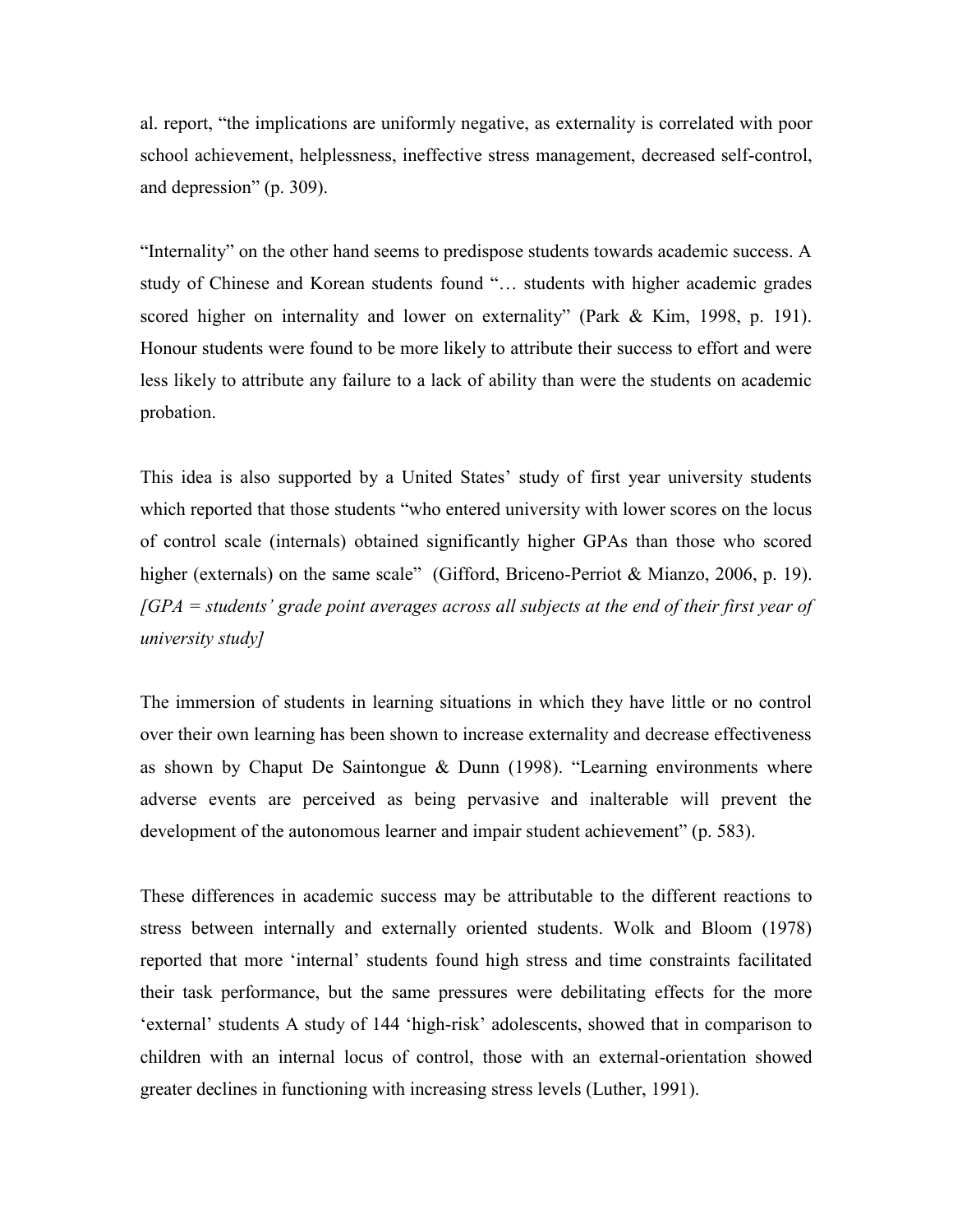al. report, “the implications are uniformly negative, as externality is correlated with poor school achievement, helplessness, ineffective stress management, decreased self-control, and depression” (p. 309).

“Internality” on the other hand seems to predispose students towards academic success. A study of Chinese and Korean students found “… students with higher academic grades scored higher on internality and lower on externality” (Park & Kim, 1998, p. 191). Honour students were found to be more likely to attribute their success to effort and were less likely to attribute any failure to a lack of ability than were the students on academic probation.

This idea is also supported by a United States’ study of first year university students which reported that those students “who entered university with lower scores on the locus of control scale (internals) obtained significantly higher GPAs than those who scored higher (externals) on the same scale” (Gifford, Briceno-Perriot & Mianzo, 2006, p. 19). *[GPA = students’ grade point averages across all subjects at the end of their first year of university study]*

The immersion of students in learning situations in which they have little or no control over their own learning has been shown to increase externality and decrease effectiveness as shown by Chaput De Saintongue & Dunn (1998). “Learning environments where adverse events are perceived as being pervasive and inalterable will prevent the development of the autonomous learner and impair student achievement” (p. 583).

These differences in academic success may be attributable to the different reactions to stress between internally and externally oriented students. Wolk and Bloom (1978) reported that more ‘internal’ students found high stress and time constraints facilitated their task performance, but the same pressures were debilitating effects for the more ‘external’ students A study of 144 ‘high-risk’ adolescents, showed that in comparison to children with an internal locus of control, those with an external-orientation showed greater declines in functioning with increasing stress levels (Luther, 1991).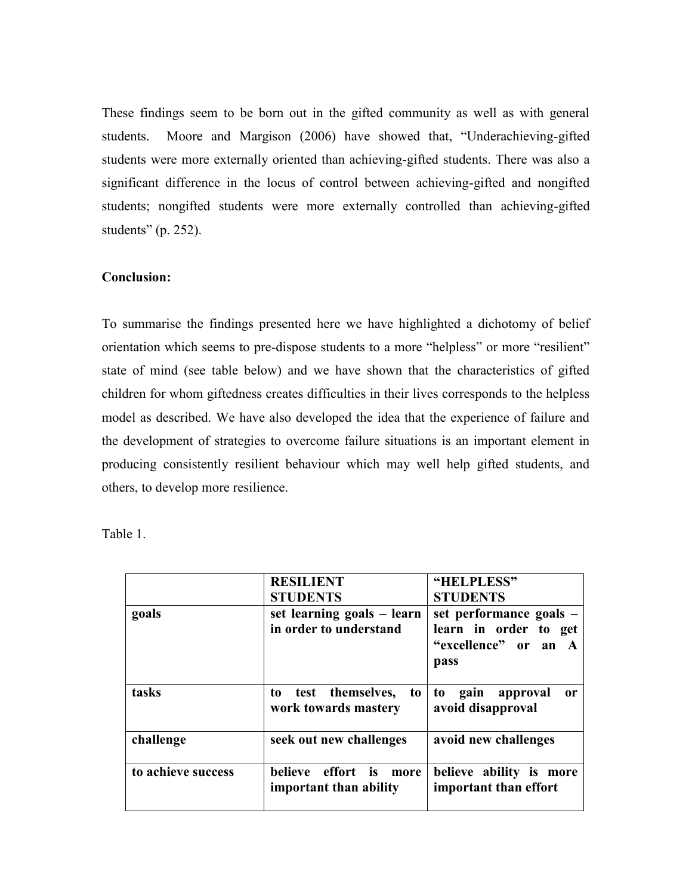These findings seem to be born out in the gifted community as well as with general students. Moore and Margison (2006) have showed that, "Underachieving-gifted students were more externally oriented than achieving-gifted students. There was also a significant difference in the locus of control between achieving-gifted and nongifted students; nongifted students were more externally controlled than achieving-gifted students" (p. 252).

**Conclusion:**

To summarise the findings presented here we have highlighted a dichotomy of belief orientation which seems to pre-dispose students to a more "helpless" or more "resilient" state of mind (see table below) and we have shown that the characteristics of gifted children for whom giftedness creates difficulties in their lives corresponds to the helpless model as described. We have also developed the idea that the experience of failure and the development of strategies to overcome failure situations is an important element in producing consistently resilient behaviour which may well help gifted students, and others, to develop more resilience.

Table 1.

| | **RESILIENT STUDENTS** | **"HELPLESS" STUDENTS** |
|---|---|---|
| **goals** | **set learning goals – learn in order to understand** | **set performance goals – learn in order to get "excellence" or an A pass** |
| **tasks** | **to test themselves, to work towards mastery** | **to gain approval or avoid disapproval** |
| **challenge** | **seek out new challenges** | **avoid new challenges** |
| **to achieve success** | **believe effort is more important than ability** | **believe ability is more important than effort** |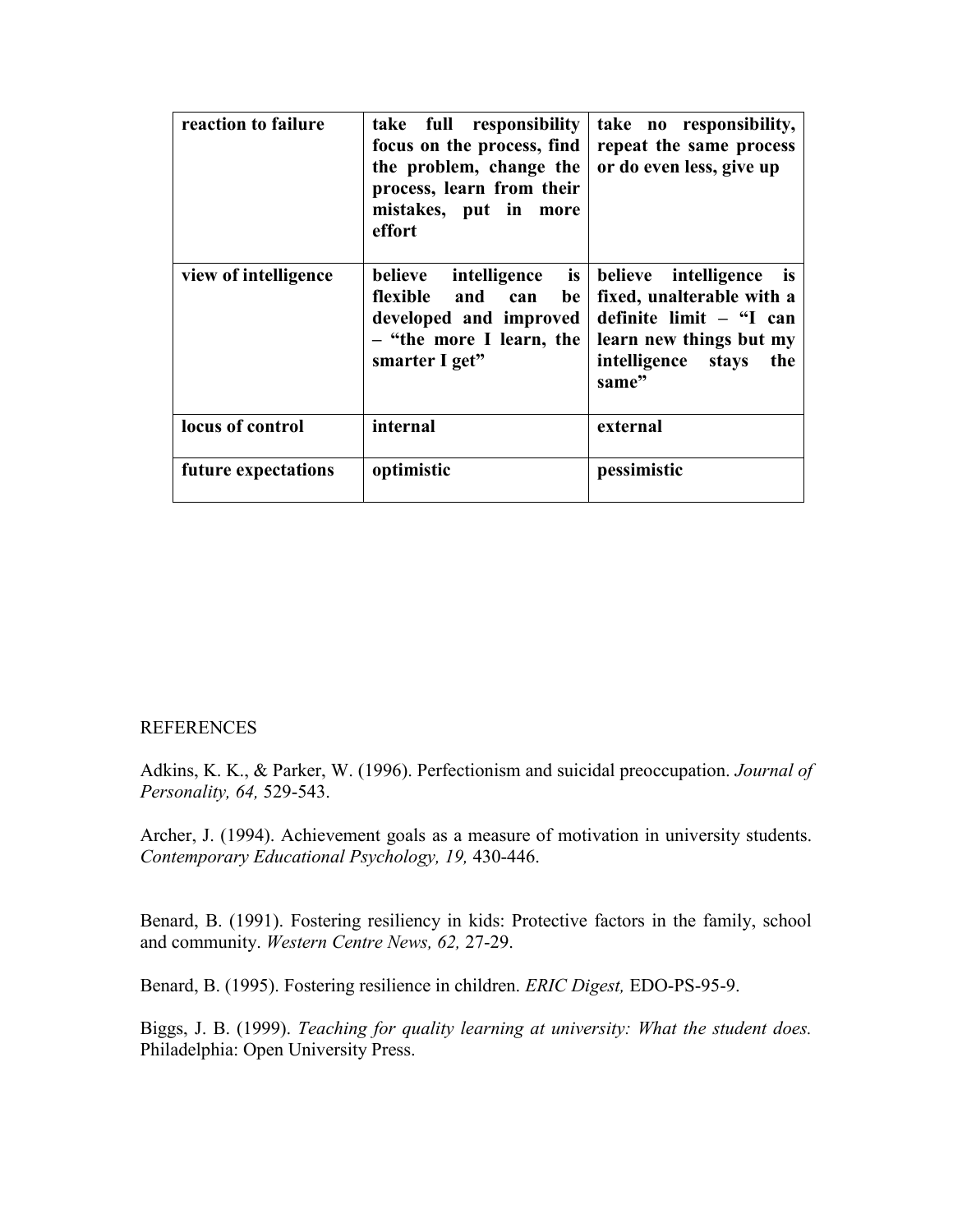| | | |
|---|---|---|
| **reaction to failure** | **take full responsibility focus on the process, find the problem, change the process, learn from their mistakes, put in more effort** | **take no responsibility, repeat the same process or do even less, give up** |
| **view of intelligence** | **believe intelligence is flexible and can be developed and improved – "the more I learn, the smarter I get"** | **believe intelligence is fixed, unalterable with a definite limit – "I can learn new things but my intelligence stays the same"** |
| **locus of control** | **internal** | **external** |
| **future expectations** | **optimistic** | **pessimistic** |

REFERENCES

Adkins, K. K., & Parker, W. (1996). Perfectionism and suicidal preoccupation. *Journal of Personality, 64,* 529-543.

Archer, J. (1994). Achievement goals as a measure of motivation in university students. *Contemporary Educational Psychology, 19,* 430-446.

Benard, B. (1991). Fostering resiliency in kids: Protective factors in the family, school and community. *Western Centre News, 62,* 27-29.

Benard, B. (1995). Fostering resilience in children. *ERIC Digest,* EDO-PS-95-9.

Biggs, J. B. (1999). *Teaching for quality learning at university: What the student does.* Philadelphia: Open University Press.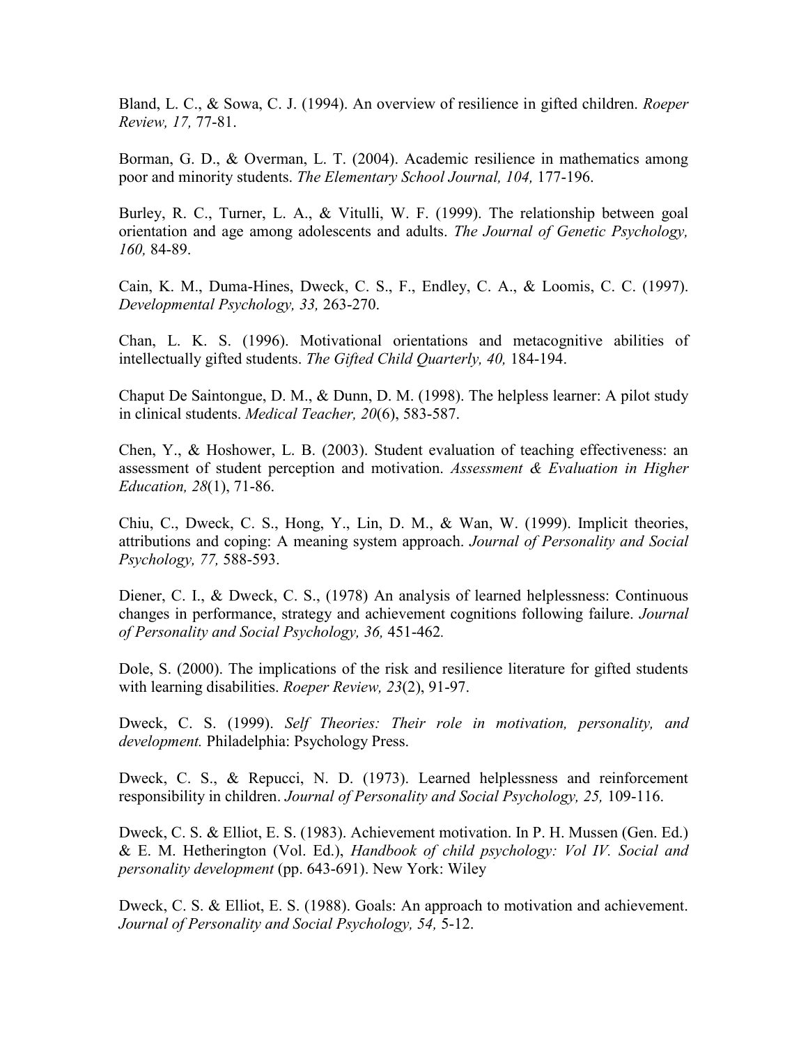Bland, L. C., & Sowa, C. J. (1994). An overview of resilience in gifted children. *Roeper Review, 17,* 77-81.

Borman, G. D., & Overman, L. T. (2004). Academic resilience in mathematics among poor and minority students. *The Elementary School Journal, 104,* 177-196.

Burley, R. C., Turner, L. A., & Vitulli, W. F. (1999). The relationship between goal orientation and age among adolescents and adults. *The Journal of Genetic Psychology, 160,* 84-89.

Cain, K. M., Duma-Hines, Dweck, C. S., F., Endley, C. A., & Loomis, C. C. (1997). *Developmental Psychology, 33,* 263-270.

Chan, L. K. S. (1996). Motivational orientations and metacognitive abilities of intellectually gifted students. *The Gifted Child Quarterly, 40,* 184-194.

Chaput De Saintongue, D. M., & Dunn, D. M. (1998). The helpless learner: A pilot study in clinical students. *Medical Teacher, 20*(6), 583-587.

Chen, Y., & Hoshower, L. B. (2003). Student evaluation of teaching effectiveness: an assessment of student perception and motivation. *Assessment & Evaluation in Higher Education, 28*(1), 71-86.

Chiu, C., Dweck, C. S., Hong, Y., Lin, D. M., & Wan, W. (1999). Implicit theories, attributions and coping: A meaning system approach. *Journal of Personality and Social Psychology, 77,* 588-593.

Diener, C. I., & Dweck, C. S., (1978) An analysis of learned helplessness: Continuous changes in performance, strategy and achievement cognitions following failure. *Journal of Personality and Social Psychology, 36,* 451-462.

Dole, S. (2000). The implications of the risk and resilience literature for gifted students with learning disabilities. *Roeper Review, 23*(2), 91-97.

Dweck, C. S. (1999). *Self Theories: Their role in motivation, personality, and development.* Philadelphia: Psychology Press.

Dweck, C. S., & Repucci, N. D. (1973). Learned helplessness and reinforcement responsibility in children. *Journal of Personality and Social Psychology, 25,* 109-116.

Dweck, C. S. & Elliot, E. S. (1983). Achievement motivation. In P. H. Mussen (Gen. Ed.) & E. M. Hetherington (Vol. Ed.), *Handbook of child psychology: Vol IV. Social and personality development* (pp. 643-691). New York: Wiley

Dweck, C. S. & Elliot, E. S. (1988). Goals: An approach to motivation and achievement. *Journal of Personality and Social Psychology, 54,* 5-12.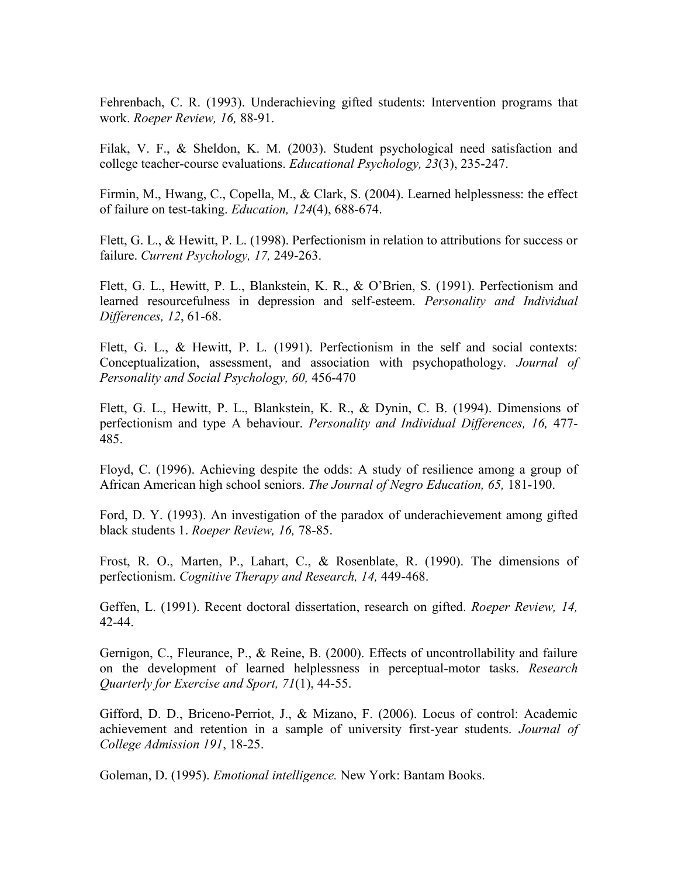Fehrenbach, C. R. (1993). Underachieving gifted students: Intervention programs that work. *Roeper Review, 16,* 88-91.

Filak, V. F., & Sheldon, K. M. (2003). Student psychological need satisfaction and college teacher-course evaluations. *Educational Psychology, 23*(3), 235-247.

Firmin, M., Hwang, C., Copella, M., & Clark, S. (2004). Learned helplessness: the effect of failure on test-taking. *Education, 124*(4), 688-674.

Flett, G. L., & Hewitt, P. L. (1998). Perfectionism in relation to attributions for success or failure. *Current Psychology, 17,* 249-263.

Flett, G. L., Hewitt, P. L., Blankstein, K. R., & O'Brien, S. (1991). Perfectionism and learned resourcefulness in depression and self-esteem. *Personality and Individual Differences, 12*, 61-68.

Flett, G. L., & Hewitt, P. L. (1991). Perfectionism in the self and social contexts: Conceptualization, assessment, and association with psychopathology. *Journal of Personality and Social Psychology, 60,* 456-470

Flett, G. L., Hewitt, P. L., Blankstein, K. R., & Dynin, C. B. (1994). Dimensions of perfectionism and type A behaviour. *Personality and Individual Differences, 16,* 477-485.

Floyd, C. (1996). Achieving despite the odds: A study of resilience among a group of African American high school seniors. *The Journal of Negro Education, 65,* 181-190.

Ford, D. Y. (1993). An investigation of the paradox of underachievement among gifted black students 1. *Roeper Review, 16,* 78-85.

Frost, R. O., Marten, P., Lahart, C., & Rosenblate, R. (1990). The dimensions of perfectionism. *Cognitive Therapy and Research, 14,* 449-468.

Geffen, L. (1991). Recent doctoral dissertation, research on gifted. *Roeper Review, 14,* 42-44.

Gernigon, C., Fleurance, P., & Reine, B. (2000). Effects of uncontrollability and failure on the development of learned helplessness in perceptual-motor tasks. *Research Quarterly for Exercise and Sport, 71*(1), 44-55.

Gifford, D. D., Briceno-Perriot, J., & Mizano, F. (2006). Locus of control: Academic achievement and retention in a sample of university first-year students. *Journal of College Admission 191*, 18-25.

Goleman, D. (1995). *Emotional intelligence.* New York: Bantam Books.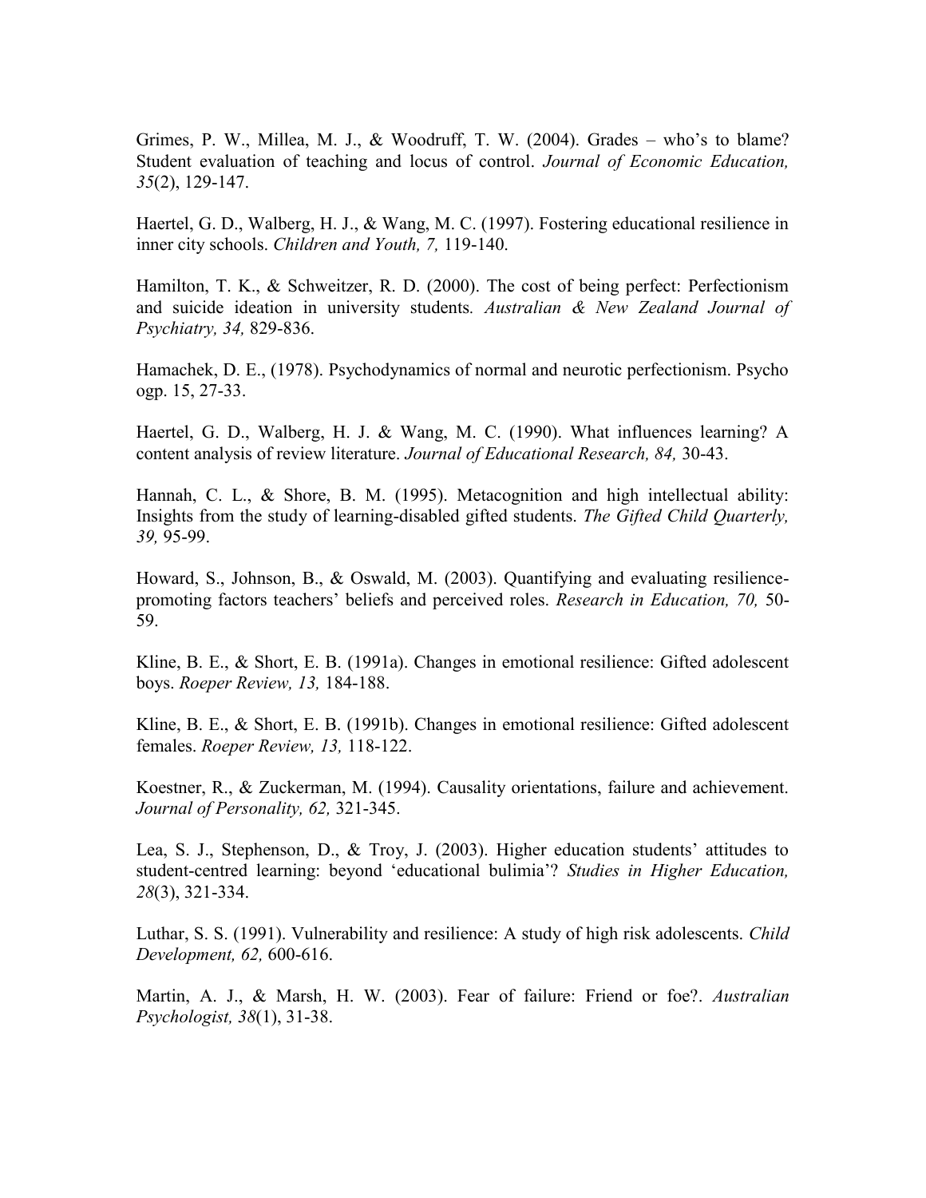Grimes, P. W., Millea, M. J., & Woodruff, T. W. (2004). Grades – who's to blame? Student evaluation of teaching and locus of control. *Journal of Economic Education, 35*(2), 129-147.

Haertel, G. D., Walberg, H. J., & Wang, M. C. (1997). Fostering educational resilience in inner city schools. *Children and Youth, 7,* 119-140.

Hamilton, T. K., & Schweitzer, R. D. (2000). The cost of being perfect: Perfectionism and suicide ideation in university students*. Australian & New Zealand Journal of Psychiatry, 34,* 829-836.

Hamachek, D. E., (1978). Psychodynamics of normal and neurotic perfectionism. Psycho ogp. 15, 27-33.

Haertel, G. D., Walberg, H. J. & Wang, M. C. (1990). What influences learning? A content analysis of review literature. *Journal of Educational Research, 84,* 30-43.

Hannah, C. L., & Shore, B. M. (1995). Metacognition and high intellectual ability: Insights from the study of learning-disabled gifted students. *The Gifted Child Quarterly, 39,* 95-99.

Howard, S., Johnson, B., & Oswald, M. (2003). Quantifying and evaluating resilience-promoting factors teachers' beliefs and perceived roles. *Research in Education, 70,* 50-59.

Kline, B. E., & Short, E. B. (1991a). Changes in emotional resilience: Gifted adolescent boys. *Roeper Review, 13,* 184-188.

Kline, B. E., & Short, E. B. (1991b). Changes in emotional resilience: Gifted adolescent females. *Roeper Review, 13,* 118-122.

Koestner, R., & Zuckerman, M. (1994). Causality orientations, failure and achievement. *Journal of Personality, 62,* 321-345.

Lea, S. J., Stephenson, D., & Troy, J. (2003). Higher education students' attitudes to student-centred learning: beyond 'educational bulimia'? *Studies in Higher Education, 28*(3), 321-334.

Luthar, S. S. (1991). Vulnerability and resilience: A study of high risk adolescents. *Child Development, 62,* 600-616.

Martin, A. J., & Marsh, H. W. (2003). Fear of failure: Friend or foe?. *Australian Psychologist, 38*(1), 31-38.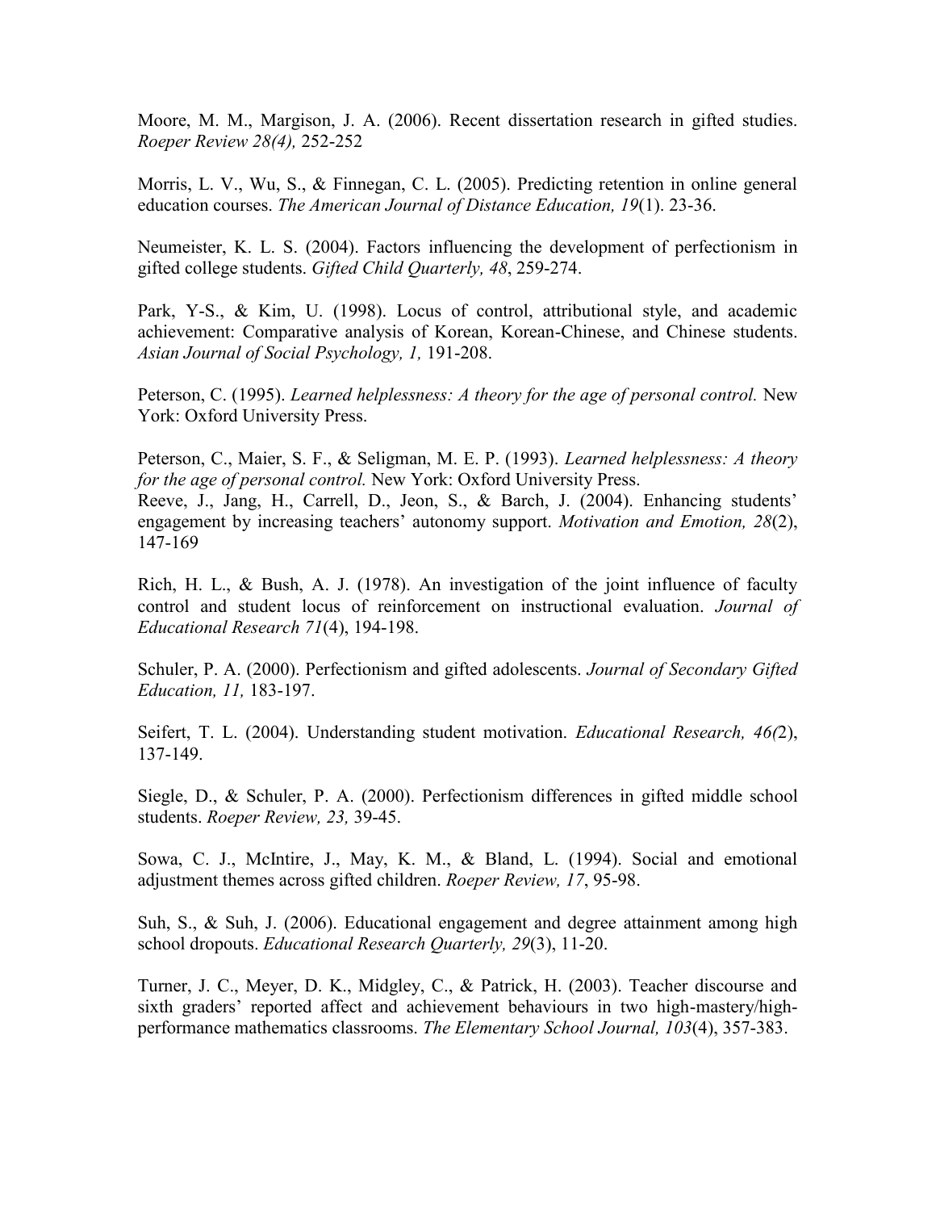Moore, M. M., Margison, J. A. (2006). Recent dissertation research in gifted studies. *Roeper Review 28(4),* 252-252

Morris, L. V., Wu, S., & Finnegan, C. L. (2005). Predicting retention in online general education courses. *The American Journal of Distance Education, 19*(1). 23-36.

Neumeister, K. L. S. (2004). Factors influencing the development of perfectionism in gifted college students. *Gifted Child Quarterly, 48*, 259-274.

Park, Y-S., & Kim, U. (1998). Locus of control, attributional style, and academic achievement: Comparative analysis of Korean, Korean-Chinese, and Chinese students. *Asian Journal of Social Psychology, 1,* 191-208.

Peterson, C. (1995). *Learned helplessness: A theory for the age of personal control.* New York: Oxford University Press.

Peterson, C., Maier, S. F., & Seligman, M. E. P. (1993). *Learned helplessness: A theory for the age of personal control.* New York: Oxford University Press.
Reeve, J., Jang, H., Carrell, D., Jeon, S., & Barch, J. (2004). Enhancing students' engagement by increasing teachers' autonomy support. *Motivation and Emotion, 28*(2), 147-169

Rich, H. L., & Bush, A. J. (1978). An investigation of the joint influence of faculty control and student locus of reinforcement on instructional evaluation. *Journal of Educational Research 71*(4), 194-198.

Schuler, P. A. (2000). Perfectionism and gifted adolescents. *Journal of Secondary Gifted Education, 11,* 183-197.

Seifert, T. L. (2004). Understanding student motivation. *Educational Research, 46(*2), 137-149.

Siegle, D., & Schuler, P. A. (2000). Perfectionism differences in gifted middle school students. *Roeper Review, 23,* 39-45.

Sowa, C. J., McIntire, J., May, K. M., & Bland, L. (1994). Social and emotional adjustment themes across gifted children. *Roeper Review, 17*, 95-98.

Suh, S., & Suh, J. (2006). Educational engagement and degree attainment among high school dropouts. *Educational Research Quarterly, 29*(3), 11-20.

Turner, J. C., Meyer, D. K., Midgley, C., & Patrick, H. (2003). Teacher discourse and sixth graders' reported affect and achievement behaviours in two high-mastery/high-performance mathematics classrooms. *The Elementary School Journal, 103*(4), 357-383.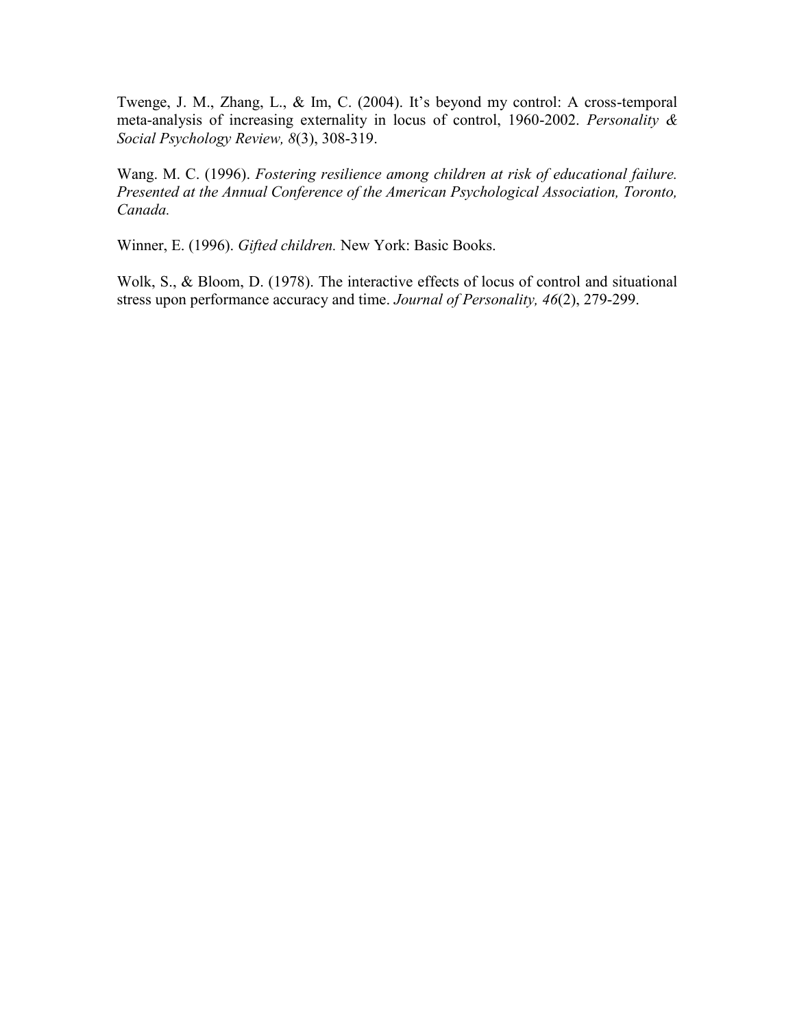Twenge, J. M., Zhang, L., & Im, C. (2004). It's beyond my control: A cross-temporal meta-analysis of increasing externality in locus of control, 1960-2002. *Personality & Social Psychology Review, 8*(3), 308-319.

Wang. M. C. (1996). *Fostering resilience among children at risk of educational failure. Presented at the Annual Conference of the American Psychological Association, Toronto, Canada.*

Winner, E. (1996). *Gifted children.* New York: Basic Books.

Wolk, S., & Bloom, D. (1978). The interactive effects of locus of control and situational stress upon performance accuracy and time. *Journal of Personality, 46*(2), 279-299.